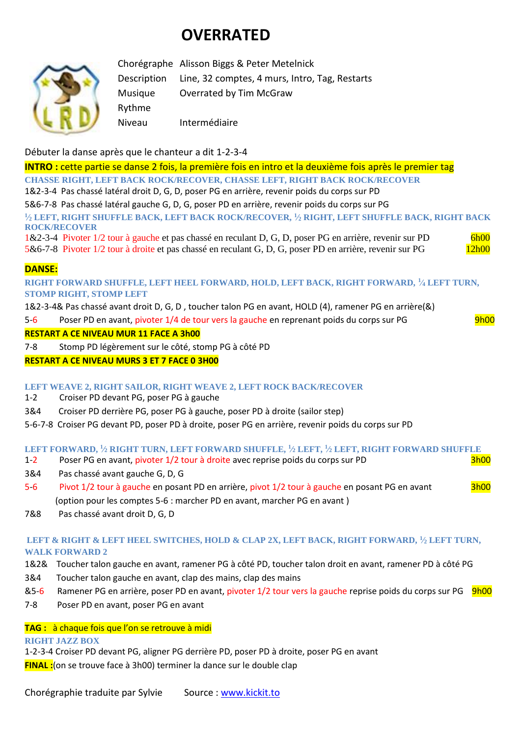# OVERRATED

| | |
|---|---|
| Chorégraphe | Alisson Biggs & Peter Metelnick |
| Description | Line, 32 comptes, 4 murs, Intro, Tag, Restarts |
| Musique | Overrated by Tim McGraw |
| Rythme | |
| Niveau | Intermédiaire |

Débuter la danse après que le chanteur a dit 1-2-3-4

**INTRO :** cette partie se danse 2 fois, la première fois en intro et la deuxième fois après le premier tag

**CHASSE RIGHT, LEFT BACK ROCK/RECOVER, CHASSE LEFT, RIGHT BACK ROCK/RECOVER**

1&2-3-4 Pas chassé latéral droit D, G, D, poser PG en arrière, revenir poids du corps sur PD

5&6-7-8 Pas chassé latéral gauche G, D, G, poser PD en arrière, revenir poids du corps sur PG

**½ LEFT, RIGHT SHUFFLE BACK, LEFT BACK ROCK/RECOVER, ½ RIGHT, LEFT SHUFFLE BACK, RIGHT BACK ROCK/RECOVER**

1&2-3-4 Pivoter 1/2 tour à gauche et pas chassé en reculant D, G, D, poser PG en arrière, revenir sur PD — 6h00

5&6-7-8 Pivoter 1/2 tour à droite et pas chassé en reculant G, D, G, poser PD en arrière, revenir sur PG — 12h00

**DANSE:**

**RIGHT FORWARD SHUFFLE, LEFT HEEL FORWARD, HOLD, LEFT BACK, RIGHT FORWARD, ¼ LEFT TURN, STOMP RIGHT, STOMP LEFT**

1&2-3-4& Pas chassé avant droit D, G, D , toucher talon PG en avant, HOLD (4), ramener PG en arrière(&)

5-6 Poser PD en avant, pivoter 1/4 de tour vers la gauche en reprenant poids du corps sur PG — 9h00

**RESTART A CE NIVEAU MUR 11 FACE A 3h00**

7-8 Stomp PD légèrement sur le côté, stomp PG à côté PD

**RESTART A CE NIVEAU MURS 3 ET 7 FACE 0 3H00**

**LEFT WEAVE 2, RIGHT SAILOR, RIGHT WEAVE 2, LEFT ROCK BACK/RECOVER**

1-2 Croiser PD devant PG, poser PG à gauche

3&4 Croiser PD derrière PG, poser PG à gauche, poser PD à droite (sailor step)

5-6-7-8 Croiser PG devant PD, poser PD à droite, poser PG en arrière, revenir poids du corps sur PD

**LEFT FORWARD, ½ RIGHT TURN, LEFT FORWARD SHUFFLE, ½ LEFT, ½ LEFT, RIGHT FORWARD SHUFFLE**

1-2 Poser PG en avant, pivoter 1/2 tour à droite avec reprise poids du corps sur PD — 3h00

3&4 Pas chassé avant gauche G, D, G

5-6 Pivot 1/2 tour à gauche en posant PD en arrière, pivot 1/2 tour à gauche en posant PG en avant — 3h00

(option pour les comptes 5-6 : marcher PD en avant, marcher PG en avant )

7&8 Pas chassé avant droit D, G, D

**LEFT & RIGHT & LEFT HEEL SWITCHES, HOLD & CLAP 2X, LEFT BACK, RIGHT FORWARD, ½ LEFT TURN, WALK FORWARD 2**

1&2& Toucher talon gauche en avant, ramener PG à côté PD, toucher talon droit en avant, ramener PD à côté PG

3&4 Toucher talon gauche en avant, clap des mains, clap des mains

&5-6 Ramener PG en arrière, poser PD en avant, pivoter 1/2 tour vers la gauche reprise poids du corps sur PG — 9h00

7-8 Poser PD en avant, poser PG en avant

**TAG :** à chaque fois que l'on se retrouve à midi

**RIGHT JAZZ BOX**

1-2-3-4 Croiser PD devant PG, aligner PG derrière PD, poser PD à droite, poser PG en avant

**FINAL :**(on se trouve face à 3h00) terminer la dance sur le double clap

Chorégraphie traduite par Sylvie     Source : www.kickit.to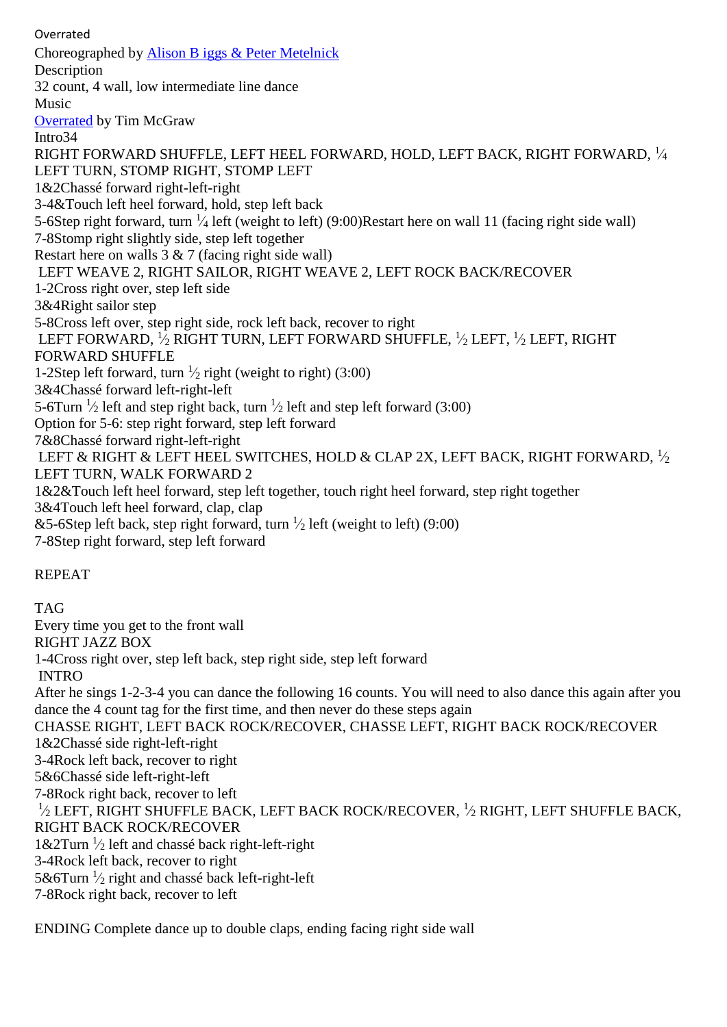Overrated

Choreographed by Alison B iggs & Peter Metelnick

Description

32 count, 4 wall, low intermediate line dance

Music

Overrated by Tim McGraw

Intro34

RIGHT FORWARD SHUFFLE, LEFT HEEL FORWARD, HOLD, LEFT BACK, RIGHT FORWARD, ¼ LEFT TURN, STOMP RIGHT, STOMP LEFT

1&2Chassé forward right-left-right

3-4&Touch left heel forward, hold, step left back

5-6Step right forward, turn ¼ left (weight to left) (9:00)Restart here on wall 11 (facing right side wall)

7-8Stomp right slightly side, step left together

Restart here on walls 3 & 7 (facing right side wall)

LEFT WEAVE 2, RIGHT SAILOR, RIGHT WEAVE 2, LEFT ROCK BACK/RECOVER

1-2Cross right over, step left side

3&4Right sailor step

5-8Cross left over, step right side, rock left back, recover to right

LEFT FORWARD, ½ RIGHT TURN, LEFT FORWARD SHUFFLE, ½ LEFT, ½ LEFT, RIGHT FORWARD SHUFFLE

1-2Step left forward, turn ½ right (weight to right) (3:00)

3&4Chassé forward left-right-left

5-6Turn ½ left and step right back, turn ½ left and step left forward (3:00)

Option for 5-6: step right forward, step left forward

7&8Chassé forward right-left-right

LEFT & RIGHT & LEFT HEEL SWITCHES, HOLD & CLAP 2X, LEFT BACK, RIGHT FORWARD, ½ LEFT TURN, WALK FORWARD 2

1&2&Touch left heel forward, step left together, touch right heel forward, step right together

3&4Touch left heel forward, clap, clap

&5-6Step left back, step right forward, turn ½ left (weight to left) (9:00)

7-8Step right forward, step left forward

REPEAT

TAG

Every time you get to the front wall

RIGHT JAZZ BOX

1-4Cross right over, step left back, step right side, step left forward

INTRO

After he sings 1-2-3-4 you can dance the following 16 counts. You will need to also dance this again after you dance the 4 count tag for the first time, and then never do these steps again

CHASSE RIGHT, LEFT BACK ROCK/RECOVER, CHASSE LEFT, RIGHT BACK ROCK/RECOVER

1&2Chassé side right-left-right

3-4Rock left back, recover to right

5&6Chassé side left-right-left

7-8Rock right back, recover to left

½ LEFT, RIGHT SHUFFLE BACK, LEFT BACK ROCK/RECOVER, ½ RIGHT, LEFT SHUFFLE BACK, RIGHT BACK ROCK/RECOVER

1&2Turn ½ left and chassé back right-left-right

3-4Rock left back, recover to right

5&6Turn ½ right and chassé back left-right-left

7-8Rock right back, recover to left

ENDING Complete dance up to double claps, ending facing right side wall